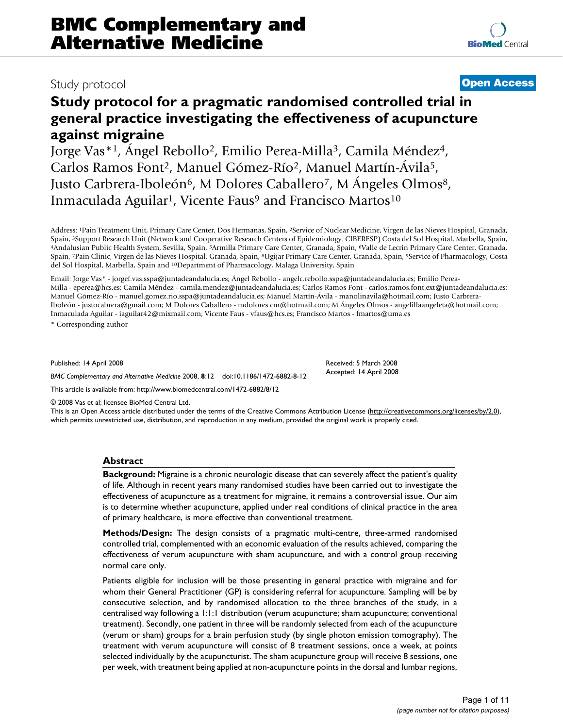# BMC Complementary and Alternative Medicine

Study protocol **Open Access**

## Study protocol for a pragmatic randomised controlled trial in general practice investigating the effectiveness of acupuncture against migraine

Jorge Vas*[1], Ángel Rebollo[2], Emilio Perea-Milla[3], Camila Méndez[4], Carlos Ramos Font[2], Manuel Gómez-Río[2], Manuel Martín-Ávila[5], Justo Carbrera-Iboleón[6], M Dolores Caballero[7], M Ángeles Olmos[8], Inmaculada Aguilar[1], Vicente Faus[9] and Francisco Martos[10]

Address: [1]Pain Treatment Unit, Primary Care Center, Dos Hermanas, Spain, [2]Service of Nuclear Medicine, Virgen de las Nieves Hospital, Granada, Spain, [3]Support Research Unit (Network and Cooperative Research Centers of Epidemiology. CIBERESP) Costa del Sol Hospital, Marbella, Spain, [4]Andalusian Public Health System, Sevilla, Spain, [5]Armilla Primary Care Center, Granada, Spain, [6]Valle de Lecrin Primary Care Center, Granada, Spain, [7]Pain Clinic, Virgen de las Nieves Hospital, Granada, Spain, [8]Ugijar Primary Care Center, Granada, Spain, [9]Service of Pharmacology, Costa del Sol Hospital, Marbella, Spain and [10]Department of Pharmacology, Malaga University, Spain

Email: Jorge Vas* - jorgef.vas.sspa@juntadeandalucia.es; Ángel Rebollo - angelc.rebollo.sspa@juntadeandalucia.es; Emilio Perea-Milla - eperea@hcs.es; Camila Méndez - camila.mendez@juntadeandalucia.es; Carlos Ramos Font - carlos.ramos.font.ext@juntadeandalucia.es; Manuel Gómez-Río - manuel.gomez.rio.sspa@juntadeandalucia.es; Manuel Martín-Ávila - manolinavila@hotmail.com; Justo Carbrera-Iboleón - justocabrera@gmail.com; M Dolores Caballero - mdolores.cm@hotmail.com; M Ángeles Olmos - angelillaangeleta@hotmail.com; Inmaculada Aguilar - iaguilar42@mixmail.com; Vicente Faus - vfaus@hcs.es; Francisco Martos - fmartos@uma.es

\* Corresponding author

Published: 14 April 2008

*BMC Complementary and Alternative Medicine* 2008, **8**:12 doi:10.1186/1472-6882-8-12

Received: 5 March 2008
Accepted: 14 April 2008

This article is available from: http://www.biomedcentral.com/1472-6882/8/12

© 2008 Vas et al; licensee BioMed Central Ltd.
This is an Open Access article distributed under the terms of the Creative Commons Attribution License (http://creativecommons.org/licenses/by/2.0), which permits unrestricted use, distribution, and reproduction in any medium, provided the original work is properly cited.

### Abstract

**Background:** Migraine is a chronic neurologic disease that can severely affect the patient's quality of life. Although in recent years many randomised studies have been carried out to investigate the effectiveness of acupuncture as a treatment for migraine, it remains a controversial issue. Our aim is to determine whether acupuncture, applied under real conditions of clinical practice in the area of primary healthcare, is more effective than conventional treatment.

**Methods/Design:** The design consists of a pragmatic multi-centre, three-armed randomised controlled trial, complemented with an economic evaluation of the results achieved, comparing the effectiveness of verum acupuncture with sham acupuncture, and with a control group receiving normal care only.

Patients eligible for inclusion will be those presenting in general practice with migraine and for whom their General Practitioner (GP) is considering referral for acupuncture. Sampling will be by consecutive selection, and by randomised allocation to the three branches of the study, in a centralised way following a 1:1:1 distribution (verum acupuncture; sham acupuncture; conventional treatment). Secondly, one patient in three will be randomly selected from each of the acupuncture (verum or sham) groups for a brain perfusion study (by single photon emission tomography). The treatment with verum acupuncture will consist of 8 treatment sessions, once a week, at points selected individually by the acupuncturist. The sham acupuncture group will receive 8 sessions, one per week, with treatment being applied at non-acupuncture points in the dorsal and lumbar regions,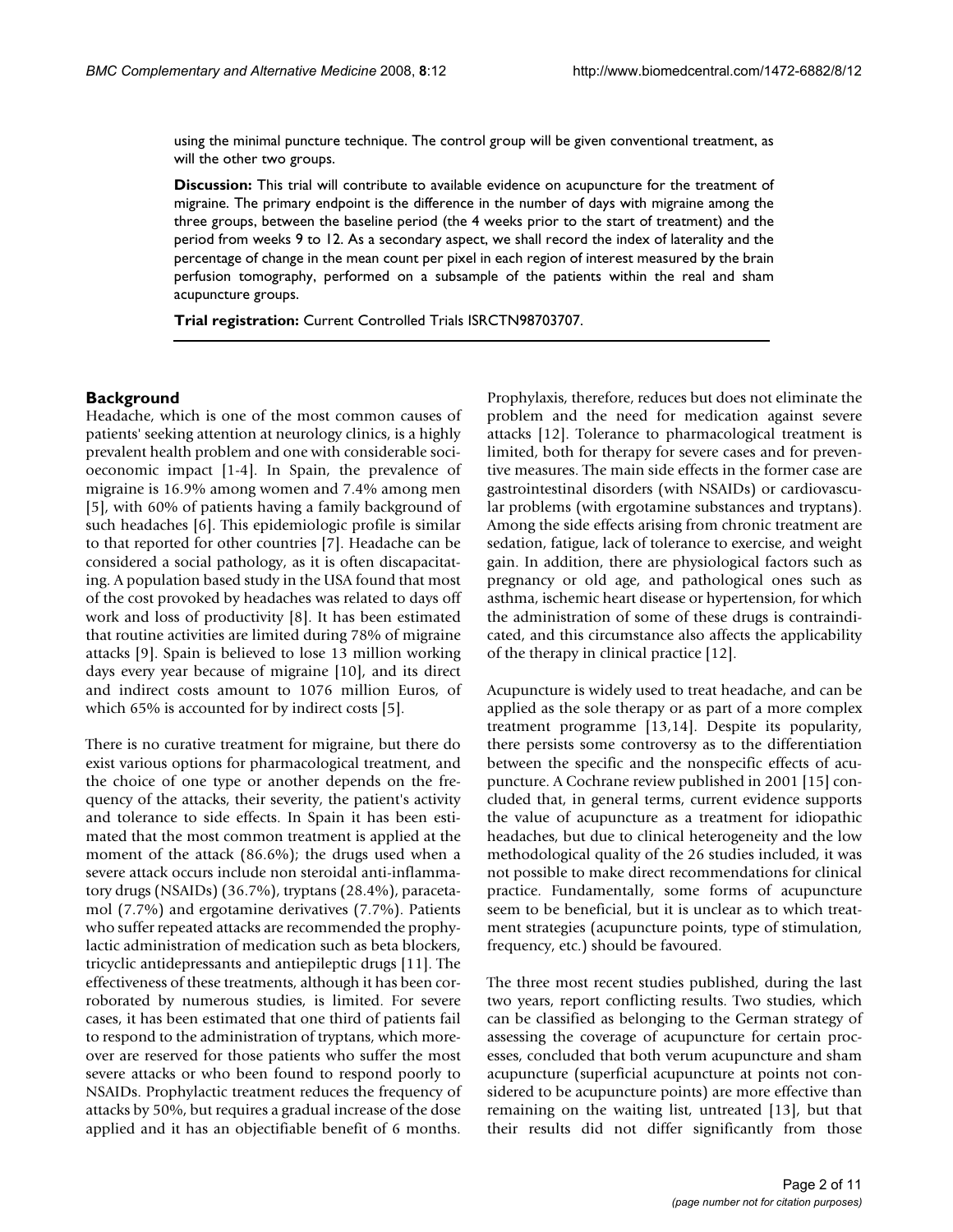using the minimal puncture technique. The control group will be given conventional treatment, as will the other two groups.

**Discussion:** This trial will contribute to available evidence on acupuncture for the treatment of migraine. The primary endpoint is the difference in the number of days with migraine among the three groups, between the baseline period (the 4 weeks prior to the start of treatment) and the period from weeks 9 to 12. As a secondary aspect, we shall record the index of laterality and the percentage of change in the mean count per pixel in each region of interest measured by the brain perfusion tomography, performed on a subsample of the patients within the real and sham acupuncture groups.

**Trial registration:** Current Controlled Trials ISRCTN98703707.

## Background

Headache, which is one of the most common causes of patients' seeking attention at neurology clinics, is a highly prevalent health problem and one with considerable socioeconomic impact [1-4]. In Spain, the prevalence of migraine is 16.9% among women and 7.4% among men [5], with 60% of patients having a family background of such headaches [6]. This epidemiologic profile is similar to that reported for other countries [7]. Headache can be considered a social pathology, as it is often discapacitating. A population based study in the USA found that most of the cost provoked by headaches was related to days off work and loss of productivity [8]. It has been estimated that routine activities are limited during 78% of migraine attacks [9]. Spain is believed to lose 13 million working days every year because of migraine [10], and its direct and indirect costs amount to 1076 million Euros, of which 65% is accounted for by indirect costs [5].

There is no curative treatment for migraine, but there do exist various options for pharmacological treatment, and the choice of one type or another depends on the frequency of the attacks, their severity, the patient's activity and tolerance to side effects. In Spain it has been estimated that the most common treatment is applied at the moment of the attack (86.6%); the drugs used when a severe attack occurs include non steroidal anti-inflammatory drugs (NSAIDs) (36.7%), tryptans (28.4%), paracetamol (7.7%) and ergotamine derivatives (7.7%). Patients who suffer repeated attacks are recommended the prophylactic administration of medication such as beta blockers, tricyclic antidepressants and antiepileptic drugs [11]. The effectiveness of these treatments, although it has been corroborated by numerous studies, is limited. For severe cases, it has been estimated that one third of patients fail to respond to the administration of tryptans, which moreover are reserved for those patients who suffer the most severe attacks or who been found to respond poorly to NSAIDs. Prophylactic treatment reduces the frequency of attacks by 50%, but requires a gradual increase of the dose applied and it has an objectifiable benefit of 6 months. Prophylaxis, therefore, reduces but does not eliminate the problem and the need for medication against severe attacks [12]. Tolerance to pharmacological treatment is limited, both for therapy for severe cases and for preventive measures. The main side effects in the former case are gastrointestinal disorders (with NSAIDs) or cardiovascular problems (with ergotamine substances and tryptans). Among the side effects arising from chronic treatment are sedation, fatigue, lack of tolerance to exercise, and weight gain. In addition, there are physiological factors such as pregnancy or old age, and pathological ones such as asthma, ischemic heart disease or hypertension, for which the administration of some of these drugs is contraindicated, and this circumstance also affects the applicability of the therapy in clinical practice [12].

Acupuncture is widely used to treat headache, and can be applied as the sole therapy or as part of a more complex treatment programme [13,14]. Despite its popularity, there persists some controversy as to the differentiation between the specific and the nonspecific effects of acupuncture. A Cochrane review published in 2001 [15] concluded that, in general terms, current evidence supports the value of acupuncture as a treatment for idiopathic headaches, but due to clinical heterogeneity and the low methodological quality of the 26 studies included, it was not possible to make direct recommendations for clinical practice. Fundamentally, some forms of acupuncture seem to be beneficial, but it is unclear as to which treatment strategies (acupuncture points, type of stimulation, frequency, etc.) should be favoured.

The three most recent studies published, during the last two years, report conflicting results. Two studies, which can be classified as belonging to the German strategy of assessing the coverage of acupuncture for certain processes, concluded that both verum acupuncture and sham acupuncture (superficial acupuncture at points not considered to be acupuncture points) are more effective than remaining on the waiting list, untreated [13], but that their results did not differ significantly from those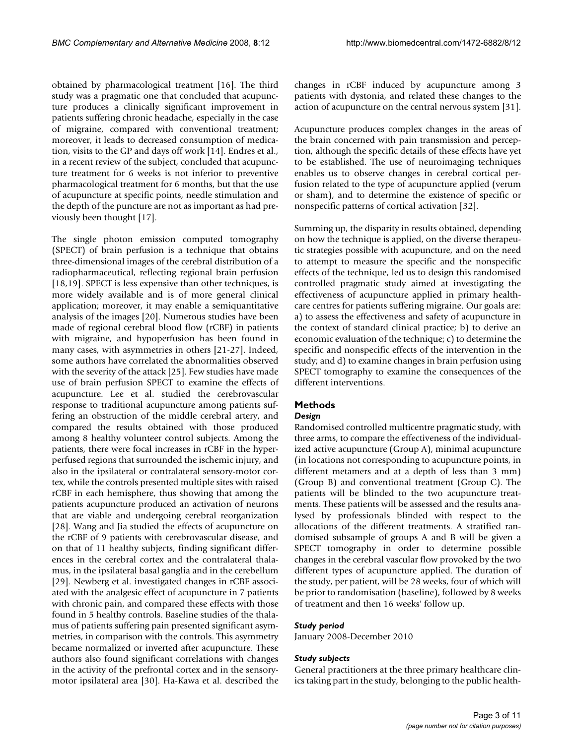obtained by pharmacological treatment [16]. The third study was a pragmatic one that concluded that acupuncture produces a clinically significant improvement in patients suffering chronic headache, especially in the case of migraine, compared with conventional treatment; moreover, it leads to decreased consumption of medication, visits to the GP and days off work [14]. Endres et al., in a recent review of the subject, concluded that acupuncture treatment for 6 weeks is not inferior to preventive pharmacological treatment for 6 months, but that the use of acupuncture at specific points, needle stimulation and the depth of the puncture are not as important as had previously been thought [17].

The single photon emission computed tomography (SPECT) of brain perfusion is a technique that obtains three-dimensional images of the cerebral distribution of a radiopharmaceutical, reflecting regional brain perfusion [18,19]. SPECT is less expensive than other techniques, is more widely available and is of more general clinical application; moreover, it may enable a semiquantitative analysis of the images [20]. Numerous studies have been made of regional cerebral blood flow (rCBF) in patients with migraine, and hypoperfusion has been found in many cases, with asymmetries in others [21-27]. Indeed, some authors have correlated the abnormalities observed with the severity of the attack [25]. Few studies have made use of brain perfusion SPECT to examine the effects of acupuncture. Lee et al. studied the cerebrovascular response to traditional acupuncture among patients suffering an obstruction of the middle cerebral artery, and compared the results obtained with those produced among 8 healthy volunteer control subjects. Among the patients, there were focal increases in rCBF in the hyperperfused regions that surrounded the ischemic injury, and also in the ipsilateral or contralateral sensory-motor cortex, while the controls presented multiple sites with raised rCBF in each hemisphere, thus showing that among the patients acupuncture produced an activation of neurons that are viable and undergoing cerebral reorganization [28]. Wang and Jia studied the effects of acupuncture on the rCBF of 9 patients with cerebrovascular disease, and on that of 11 healthy subjects, finding significant differences in the cerebral cortex and the contralateral thalamus, in the ipsilateral basal ganglia and in the cerebellum [29]. Newberg et al. investigated changes in rCBF associated with the analgesic effect of acupuncture in 7 patients with chronic pain, and compared these effects with those found in 5 healthy controls. Baseline studies of the thalamus of patients suffering pain presented significant asymmetries, in comparison with the controls. This asymmetry became normalized or inverted after acupuncture. These authors also found significant correlations with changes in the activity of the prefrontal cortex and in the sensory-motor ipsilateral area [30]. Ha-Kawa et al. described the changes in rCBF induced by acupuncture among 3 patients with dystonia, and related these changes to the action of acupuncture on the central nervous system [31].

Acupuncture produces complex changes in the areas of the brain concerned with pain transmission and perception, although the specific details of these effects have yet to be established. The use of neuroimaging techniques enables us to observe changes in cerebral cortical perfusion related to the type of acupuncture applied (verum or sham), and to determine the existence of specific or nonspecific patterns of cortical activation [32].

Summing up, the disparity in results obtained, depending on how the technique is applied, on the diverse therapeutic strategies possible with acupuncture, and on the need to attempt to measure the specific and the nonspecific effects of the technique, led us to design this randomised controlled pragmatic study aimed at investigating the effectiveness of acupuncture applied in primary healthcare centres for patients suffering migraine. Our goals are: a) to assess the effectiveness and safety of acupuncture in the context of standard clinical practice; b) to derive an economic evaluation of the technique; c) to determine the specific and nonspecific effects of the intervention in the study; and d) to examine changes in brain perfusion using SPECT tomography to examine the consequences of the different interventions.

## Methods

### *Design*

Randomised controlled multicentre pragmatic study, with three arms, to compare the effectiveness of the individualized active acupuncture (Group A), minimal acupuncture (in locations not corresponding to acupuncture points, in different metamers and at a depth of less than 3 mm) (Group B) and conventional treatment (Group C). The patients will be blinded to the two acupuncture treatments. These patients will be assessed and the results analysed by professionals blinded with respect to the allocations of the different treatments. A stratified randomised subsample of groups A and B will be given a SPECT tomography in order to determine possible changes in the cerebral vascular flow provoked by the two different types of acupuncture applied. The duration of the study, per patient, will be 28 weeks, four of which will be prior to randomisation (baseline), followed by 8 weeks of treatment and then 16 weeks' follow up.

### *Study period*

January 2008-December 2010

### *Study subjects*

General practitioners at the three primary healthcare clinics taking part in the study, belonging to the public health-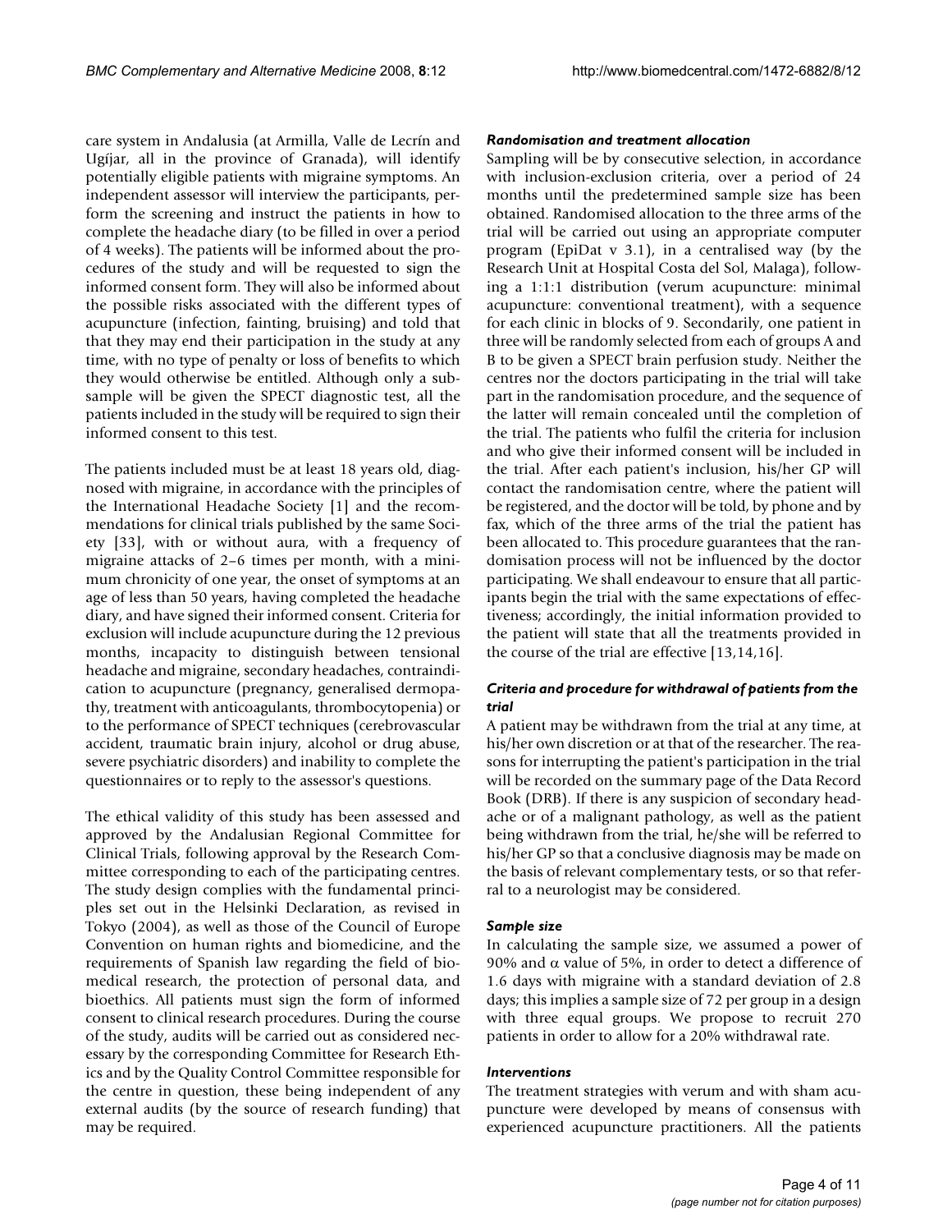care system in Andalusia (at Armilla, Valle de Lecrín and Ugíjar, all in the province of Granada), will identify potentially eligible patients with migraine symptoms. An independent assessor will interview the participants, perform the screening and instruct the patients in how to complete the headache diary (to be filled in over a period of 4 weeks). The patients will be informed about the procedures of the study and will be requested to sign the informed consent form. They will also be informed about the possible risks associated with the different types of acupuncture (infection, fainting, bruising) and told that that they may end their participation in the study at any time, with no type of penalty or loss of benefits to which they would otherwise be entitled. Although only a subsample will be given the SPECT diagnostic test, all the patients included in the study will be required to sign their informed consent to this test.

The patients included must be at least 18 years old, diagnosed with migraine, in accordance with the principles of the International Headache Society [1] and the recommendations for clinical trials published by the same Society [33], with or without aura, with a frequency of migraine attacks of 2–6 times per month, with a minimum chronicity of one year, the onset of symptoms at an age of less than 50 years, having completed the headache diary, and have signed their informed consent. Criteria for exclusion will include acupuncture during the 12 previous months, incapacity to distinguish between tensional headache and migraine, secondary headaches, contraindication to acupuncture (pregnancy, generalised dermopathy, treatment with anticoagulants, thrombocytopenia) or to the performance of SPECT techniques (cerebrovascular accident, traumatic brain injury, alcohol or drug abuse, severe psychiatric disorders) and inability to complete the questionnaires or to reply to the assessor's questions.

The ethical validity of this study has been assessed and approved by the Andalusian Regional Committee for Clinical Trials, following approval by the Research Committee corresponding to each of the participating centres. The study design complies with the fundamental principles set out in the Helsinki Declaration, as revised in Tokyo (2004), as well as those of the Council of Europe Convention on human rights and biomedicine, and the requirements of Spanish law regarding the field of biomedical research, the protection of personal data, and bioethics. All patients must sign the form of informed consent to clinical research procedures. During the course of the study, audits will be carried out as considered necessary by the corresponding Committee for Research Ethics and by the Quality Control Committee responsible for the centre in question, these being independent of any external audits (by the source of research funding) that may be required.

#### *Randomisation and treatment allocation*

Sampling will be by consecutive selection, in accordance with inclusion-exclusion criteria, over a period of 24 months until the predetermined sample size has been obtained. Randomised allocation to the three arms of the trial will be carried out using an appropriate computer program (EpiDat v 3.1), in a centralised way (by the Research Unit at Hospital Costa del Sol, Malaga), following a 1:1:1 distribution (verum acupuncture: minimal acupuncture: conventional treatment), with a sequence for each clinic in blocks of 9. Secondarily, one patient in three will be randomly selected from each of groups A and B to be given a SPECT brain perfusion study. Neither the centres nor the doctors participating in the trial will take part in the randomisation procedure, and the sequence of the latter will remain concealed until the completion of the trial. The patients who fulfil the criteria for inclusion and who give their informed consent will be included in the trial. After each patient's inclusion, his/her GP will contact the randomisation centre, where the patient will be registered, and the doctor will be told, by phone and by fax, which of the three arms of the trial the patient has been allocated to. This procedure guarantees that the randomisation process will not be influenced by the doctor participating. We shall endeavour to ensure that all participants begin the trial with the same expectations of effectiveness; accordingly, the initial information provided to the patient will state that all the treatments provided in the course of the trial are effective [13,14,16].

#### *Criteria and procedure for withdrawal of patients from the trial*

A patient may be withdrawn from the trial at any time, at his/her own discretion or at that of the researcher. The reasons for interrupting the patient's participation in the trial will be recorded on the summary page of the Data Record Book (DRB). If there is any suspicion of secondary headache or of a malignant pathology, as well as the patient being withdrawn from the trial, he/she will be referred to his/her GP so that a conclusive diagnosis may be made on the basis of relevant complementary tests, or so that referral to a neurologist may be considered.

#### *Sample size*

In calculating the sample size, we assumed a power of 90% and $\alpha$ value of 5%, in order to detect a difference of 1.6 days with migraine with a standard deviation of 2.8 days; this implies a sample size of 72 per group in a design with three equal groups. We propose to recruit 270 patients in order to allow for a 20% withdrawal rate.

#### *Interventions*

The treatment strategies with verum and with sham acupuncture were developed by means of consensus with experienced acupuncture practitioners. All the patients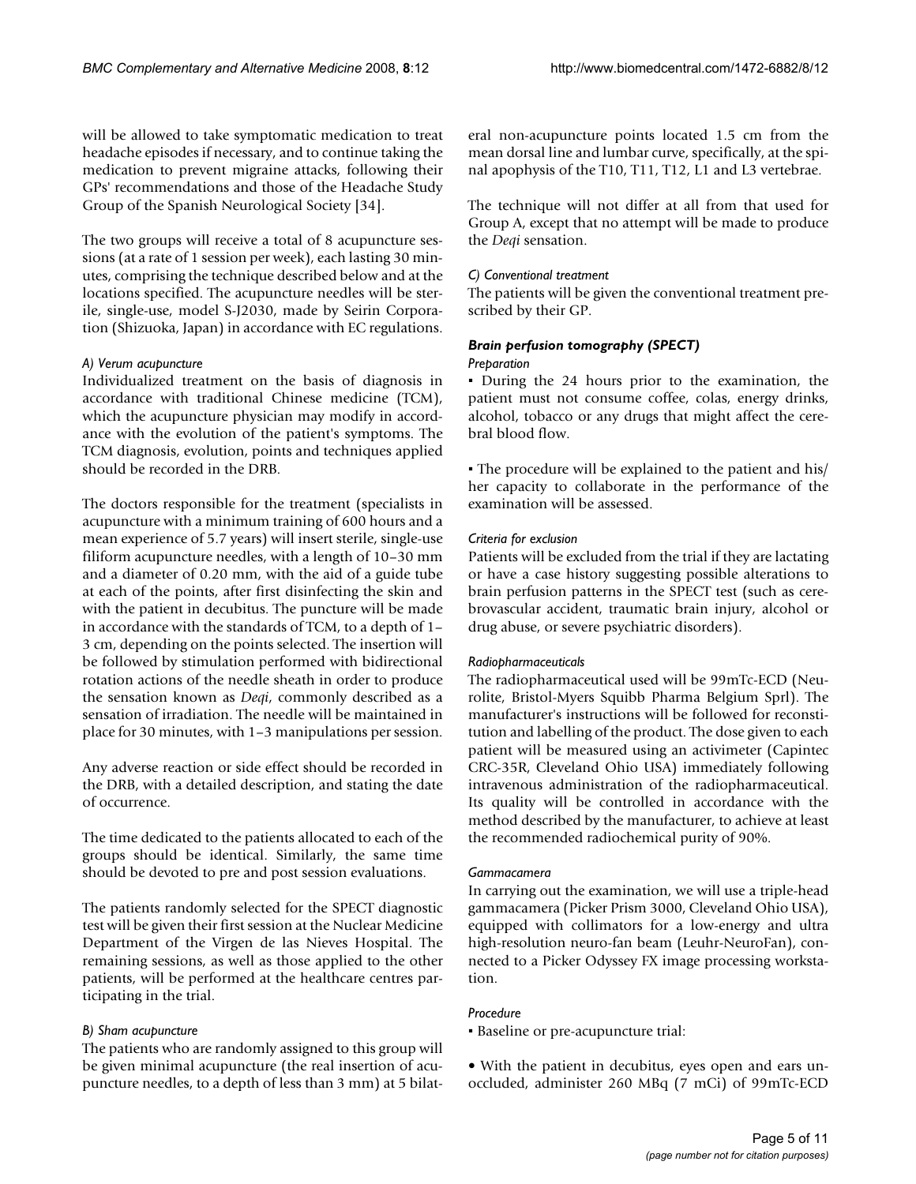will be allowed to take symptomatic medication to treat headache episodes if necessary, and to continue taking the medication to prevent migraine attacks, following their GPs' recommendations and those of the Headache Study Group of the Spanish Neurological Society [34].

The two groups will receive a total of 8 acupuncture sessions (at a rate of 1 session per week), each lasting 30 minutes, comprising the technique described below and at the locations specified. The acupuncture needles will be sterile, single-use, model S-J2030, made by Seirin Corporation (Shizuoka, Japan) in accordance with EC regulations.

#### *A) Verum acupuncture*

Individualized treatment on the basis of diagnosis in accordance with traditional Chinese medicine (TCM), which the acupuncture physician may modify in accordance with the evolution of the patient's symptoms. The TCM diagnosis, evolution, points and techniques applied should be recorded in the DRB.

The doctors responsible for the treatment (specialists in acupuncture with a minimum training of 600 hours and a mean experience of 5.7 years) will insert sterile, single-use filiform acupuncture needles, with a length of 10–30 mm and a diameter of 0.20 mm, with the aid of a guide tube at each of the points, after first disinfecting the skin and with the patient in decubitus. The puncture will be made in accordance with the standards of TCM, to a depth of 1–3 cm, depending on the points selected. The insertion will be followed by stimulation performed with bidirectional rotation actions of the needle sheath in order to produce the sensation known as *Deqi*, commonly described as a sensation of irradiation. The needle will be maintained in place for 30 minutes, with 1–3 manipulations per session.

Any adverse reaction or side effect should be recorded in the DRB, with a detailed description, and stating the date of occurrence.

The time dedicated to the patients allocated to each of the groups should be identical. Similarly, the same time should be devoted to pre and post session evaluations.

The patients randomly selected for the SPECT diagnostic test will be given their first session at the Nuclear Medicine Department of the Virgen de las Nieves Hospital. The remaining sessions, as well as those applied to the other patients, will be performed at the healthcare centres participating in the trial.

#### *B) Sham acupuncture*

The patients who are randomly assigned to this group will be given minimal acupuncture (the real insertion of acupuncture needles, to a depth of less than 3 mm) at 5 bilateral non-acupuncture points located 1.5 cm from the mean dorsal line and lumbar curve, specifically, at the spinal apophysis of the T10, T11, T12, L1 and L3 vertebrae.

The technique will not differ at all from that used for Group A, except that no attempt will be made to produce the *Deqi* sensation.

#### *C) Conventional treatment*

The patients will be given the conventional treatment prescribed by their GP.

### *Brain perfusion tomography (SPECT)*

#### *Preparation*

▪ During the 24 hours prior to the examination, the patient must not consume coffee, colas, energy drinks, alcohol, tobacco or any drugs that might affect the cerebral blood flow.

▪ The procedure will be explained to the patient and his/her capacity to collaborate in the performance of the examination will be assessed.

#### *Criteria for exclusion*

Patients will be excluded from the trial if they are lactating or have a case history suggesting possible alterations to brain perfusion patterns in the SPECT test (such as cerebrovascular accident, traumatic brain injury, alcohol or drug abuse, or severe psychiatric disorders).

#### *Radiopharmaceuticals*

The radiopharmaceutical used will be 99mTc-ECD (Neurolite, Bristol-Myers Squibb Pharma Belgium Sprl). The manufacturer's instructions will be followed for reconstitution and labelling of the product. The dose given to each patient will be measured using an activimeter (Capintec CRC-35R, Cleveland Ohio USA) immediately following intravenous administration of the radiopharmaceutical. Its quality will be controlled in accordance with the method described by the manufacturer, to achieve at least the recommended radiochemical purity of 90%.

#### *Gammacamera*

In carrying out the examination, we will use a triple-head gammacamera (Picker Prism 3000, Cleveland Ohio USA), equipped with collimators for a low-energy and ultra high-resolution neuro-fan beam (Leuhr-NeuroFan), connected to a Picker Odyssey FX image processing workstation.

#### *Procedure*

▪ Baseline or pre-acupuncture trial:

• With the patient in decubitus, eyes open and ears unoccluded, administer 260 MBq (7 mCi) of 99mTc-ECD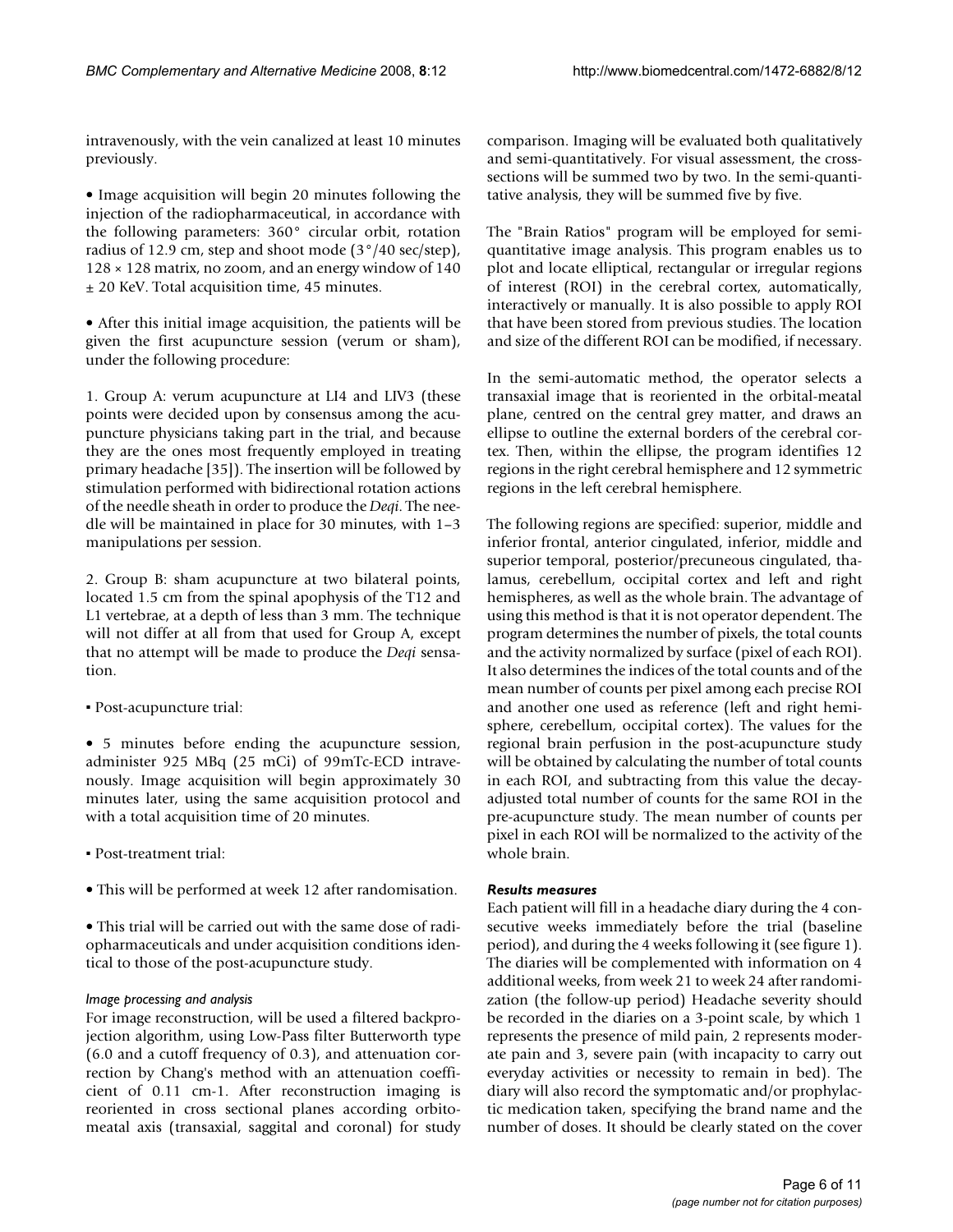intravenously, with the vein canalized at least 10 minutes previously.

• Image acquisition will begin 20 minutes following the injection of the radiopharmaceutical, in accordance with the following parameters: 360° circular orbit, rotation radius of 12.9 cm, step and shoot mode (3°/40 sec/step), 128 × 128 matrix, no zoom, and an energy window of 140 ± 20 KeV. Total acquisition time, 45 minutes.

• After this initial image acquisition, the patients will be given the first acupuncture session (verum or sham), under the following procedure:

1. Group A: verum acupuncture at LI4 and LIV3 (these points were decided upon by consensus among the acupuncture physicians taking part in the trial, and because they are the ones most frequently employed in treating primary headache [35]). The insertion will be followed by stimulation performed with bidirectional rotation actions of the needle sheath in order to produce the *Deqi*. The needle will be maintained in place for 30 minutes, with 1–3 manipulations per session.

2. Group B: sham acupuncture at two bilateral points, located 1.5 cm from the spinal apophysis of the T12 and L1 vertebrae, at a depth of less than 3 mm. The technique will not differ at all from that used for Group A, except that no attempt will be made to produce the *Deqi* sensation.

▪ Post-acupuncture trial:

• 5 minutes before ending the acupuncture session, administer 925 MBq (25 mCi) of 99mTc-ECD intravenously. Image acquisition will begin approximately 30 minutes later, using the same acquisition protocol and with a total acquisition time of 20 minutes.

▪ Post-treatment trial:

• This will be performed at week 12 after randomisation.

• This trial will be carried out with the same dose of radiopharmaceuticals and under acquisition conditions identical to those of the post-acupuncture study.

#### *Image processing and analysis*

For image reconstruction, will be used a filtered backprojection algorithm, using Low-Pass filter Butterworth type (6.0 and a cutoff frequency of 0.3), and attenuation correction by Chang's method with an attenuation coefficient of 0.11 cm-1. After reconstruction imaging is reoriented in cross sectional planes according orbitomeatal axis (transaxial, saggital and coronal) for study comparison. Imaging will be evaluated both qualitatively and semi-quantitatively. For visual assessment, the cross-sections will be summed two by two. In the semi-quantitative analysis, they will be summed five by five.

The "Brain Ratios" program will be employed for semi-quantitative image analysis. This program enables us to plot and locate elliptical, rectangular or irregular regions of interest (ROI) in the cerebral cortex, automatically, interactively or manually. It is also possible to apply ROI that have been stored from previous studies. The location and size of the different ROI can be modified, if necessary.

In the semi-automatic method, the operator selects a transaxial image that is reoriented in the orbital-meatal plane, centred on the central grey matter, and draws an ellipse to outline the external borders of the cerebral cortex. Then, within the ellipse, the program identifies 12 regions in the right cerebral hemisphere and 12 symmetric regions in the left cerebral hemisphere.

The following regions are specified: superior, middle and inferior frontal, anterior cingulated, inferior, middle and superior temporal, posterior/precuneous cingulated, thalamus, cerebellum, occipital cortex and left and right hemispheres, as well as the whole brain. The advantage of using this method is that it is not operator dependent. The program determines the number of pixels, the total counts and the activity normalized by surface (pixel of each ROI). It also determines the indices of the total counts and of the mean number of counts per pixel among each precise ROI and another one used as reference (left and right hemisphere, cerebellum, occipital cortex). The values for the regional brain perfusion in the post-acupuncture study will be obtained by calculating the number of total counts in each ROI, and subtracting from this value the decay-adjusted total number of counts for the same ROI in the pre-acupuncture study. The mean number of counts per pixel in each ROI will be normalized to the activity of the whole brain.

### *Results measures*

Each patient will fill in a headache diary during the 4 consecutive weeks immediately before the trial (baseline period), and during the 4 weeks following it (see figure 1). The diaries will be complemented with information on 4 additional weeks, from week 21 to week 24 after randomization (the follow-up period) Headache severity should be recorded in the diaries on a 3-point scale, by which 1 represents the presence of mild pain, 2 represents moderate pain and 3, severe pain (with incapacity to carry out everyday activities or necessity to remain in bed). The diary will also record the symptomatic and/or prophylactic medication taken, specifying the brand name and the number of doses. It should be clearly stated on the cover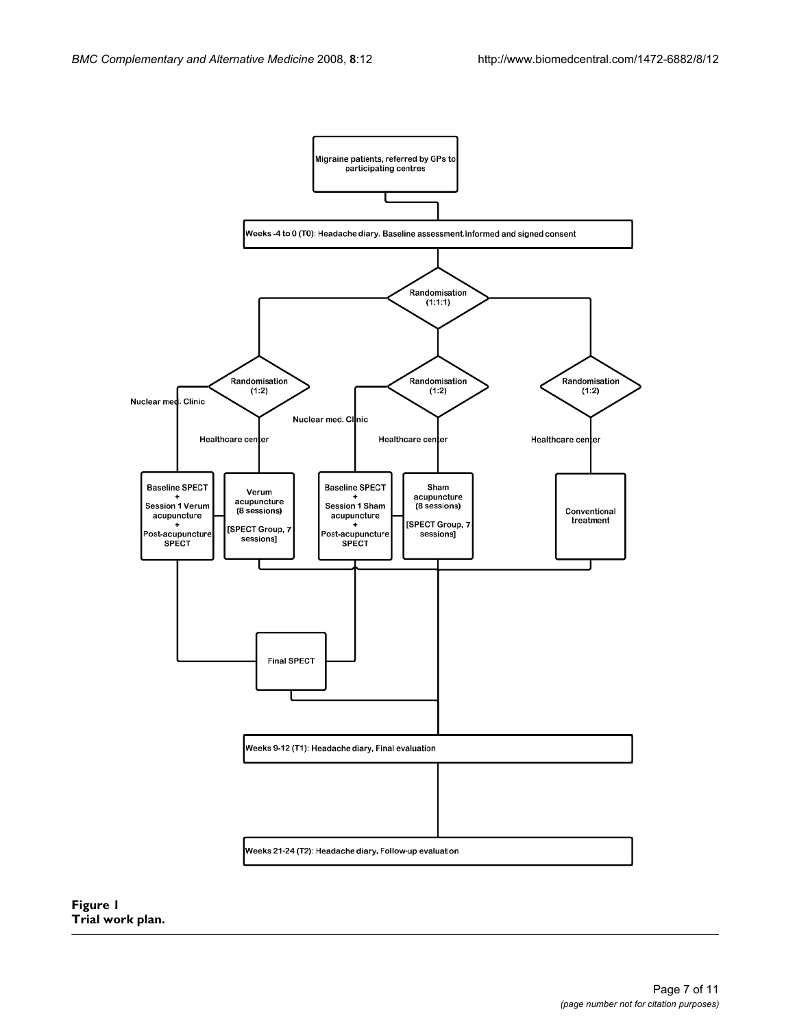Migraine patients, referred by GPs to participating centres

**Weeks -4 to 0 (T0)**: Headache diary. Baseline assessment. Informed and signed consent

Randomisation (1:1:1)

Randomisation (1:2)

Randomisation (1:2)

Randomisation (1:2)

Nuclear med. Clinic

Healthcare center

Nuclear med. Clinic

Healthcare center

Healthcare center

**Baseline SPECT + Session 1 Verum acupuncture + Post-acupuncture SPECT**

**Verum acupuncture (8 sessions)**

**[SPECT Group, 7 sessions]**

**Baseline SPECT + Session 1 Sham acupuncture + Post-acupuncture SPECT**

**Sham acupuncture (8 sessions)**

**[SPECT Group, 7 sessions]**

**Conventional treatment**

**Final SPECT**

**Weeks 9-12 (T1)**: Headache diary, Final evaluation

**Weeks 21-24 (T2)**: Headache diary, Follow-up evaluation

**Figure 1**
**Trial work plan.**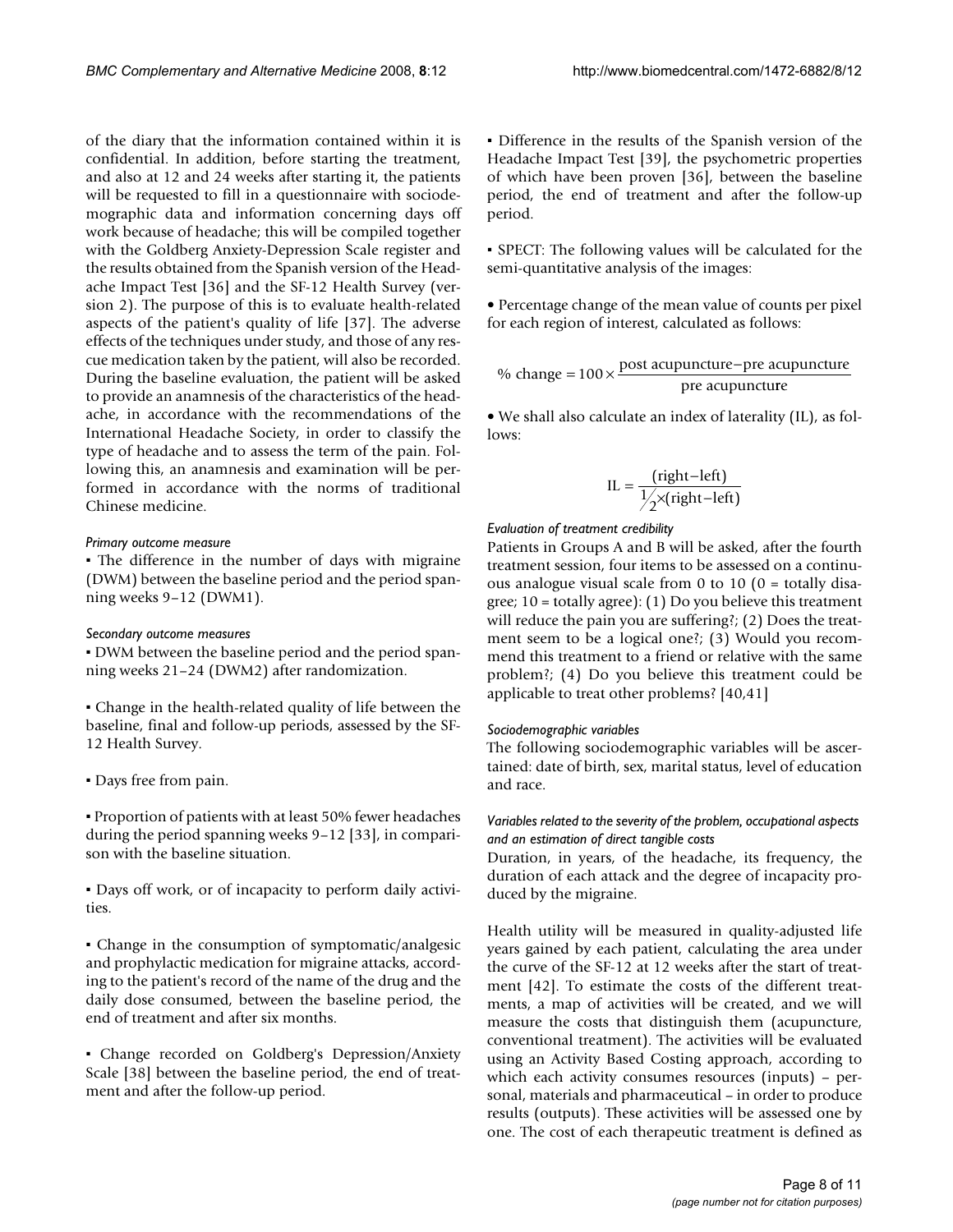of the diary that the information contained within it is confidential. In addition, before starting the treatment, and also at 12 and 24 weeks after starting it, the patients will be requested to fill in a questionnaire with sociodemographic data and information concerning days off work because of headache; this will be compiled together with the Goldberg Anxiety-Depression Scale register and the results obtained from the Spanish version of the Headache Impact Test [36] and the SF-12 Health Survey (version 2). The purpose of this is to evaluate health-related aspects of the patient's quality of life [37]. The adverse effects of the techniques under study, and those of any rescue medication taken by the patient, will also be recorded. During the baseline evaluation, the patient will be asked to provide an anamnesis of the characteristics of the headache, in accordance with the recommendations of the International Headache Society, in order to classify the type of headache and to assess the term of the pain. Following this, an anamnesis and examination will be performed in accordance with the norms of traditional Chinese medicine.

*Primary outcome measure*

▪ The difference in the number of days with migraine (DWM) between the baseline period and the period spanning weeks 9–12 (DWM1).

*Secondary outcome measures*

▪ DWM between the baseline period and the period spanning weeks 21–24 (DWM2) after randomization.

▪ Change in the health-related quality of life between the baseline, final and follow-up periods, assessed by the SF-12 Health Survey.

▪ Days free from pain.

▪ Proportion of patients with at least 50% fewer headaches during the period spanning weeks 9–12 [33], in comparison with the baseline situation.

▪ Days off work, or of incapacity to perform daily activities.

▪ Change in the consumption of symptomatic/analgesic and prophylactic medication for migraine attacks, according to the patient's record of the name of the drug and the daily dose consumed, between the baseline period, the end of treatment and after six months.

▪ Change recorded on Goldberg's Depression/Anxiety Scale [38] between the baseline period, the end of treatment and after the follow-up period.

▪ Difference in the results of the Spanish version of the Headache Impact Test [39], the psychometric properties of which have been proven [36], between the baseline period, the end of treatment and after the follow-up period.

▪ SPECT: The following values will be calculated for the semi-quantitative analysis of the images:

• Percentage change of the mean value of counts per pixel for each region of interest, calculated as follows:

$$\%\ \text{change} = 100 \times \frac{\text{post acupuncture} - \text{pre acupuncture}}{\text{pre acupuncture}}$$

• We shall also calculate an index of laterality (IL), as follows:

$$\text{IL} = \frac{(\text{right} - \text{left})}{\frac{1}{2} \times (\text{right} - \text{left})}$$

*Evaluation of treatment credibility*

Patients in Groups A and B will be asked, after the fourth treatment session, four items to be assessed on a continuous analogue visual scale from 0 to 10 (0 = totally disagree; 10 = totally agree): (1) Do you believe this treatment will reduce the pain you are suffering?; (2) Does the treatment seem to be a logical one?; (3) Would you recommend this treatment to a friend or relative with the same problem?; (4) Do you believe this treatment could be applicable to treat other problems? [40,41]

*Sociodemographic variables*

The following sociodemographic variables will be ascertained: date of birth, sex, marital status, level of education and race.

*Variables related to the severity of the problem, occupational aspects and an estimation of direct tangible costs*

Duration, in years, of the headache, its frequency, the duration of each attack and the degree of incapacity produced by the migraine.

Health utility will be measured in quality-adjusted life years gained by each patient, calculating the area under the curve of the SF-12 at 12 weeks after the start of treatment [42]. To estimate the costs of the different treatments, a map of activities will be created, and we will measure the costs that distinguish them (acupuncture, conventional treatment). The activities will be evaluated using an Activity Based Costing approach, according to which each activity consumes resources (inputs) – personal, materials and pharmaceutical – in order to produce results (outputs). These activities will be assessed one by one. The cost of each therapeutic treatment is defined as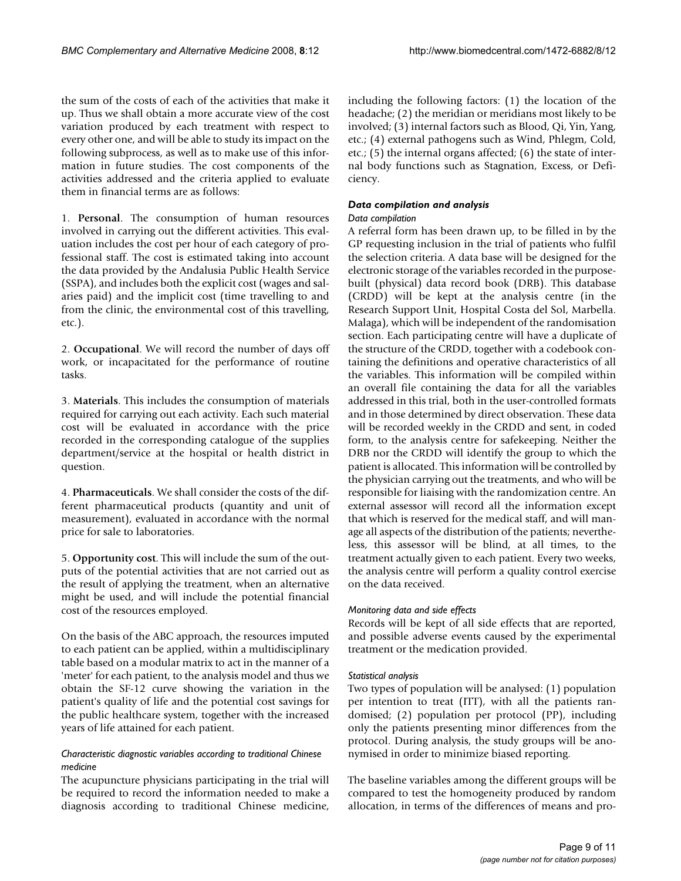the sum of the costs of each of the activities that make it up. Thus we shall obtain a more accurate view of the cost variation produced by each treatment with respect to every other one, and will be able to study its impact on the following subprocess, as well as to make use of this information in future studies. The cost components of the activities addressed and the criteria applied to evaluate them in financial terms are as follows:

1. **Personal**. The consumption of human resources involved in carrying out the different activities. This evaluation includes the cost per hour of each category of professional staff. The cost is estimated taking into account the data provided by the Andalusia Public Health Service (SSPA), and includes both the explicit cost (wages and salaries paid) and the implicit cost (time travelling to and from the clinic, the environmental cost of this travelling, etc.).

2. **Occupational**. We will record the number of days off work, or incapacitated for the performance of routine tasks.

3. **Materials**. This includes the consumption of materials required for carrying out each activity. Each such material cost will be evaluated in accordance with the price recorded in the corresponding catalogue of the supplies department/service at the hospital or health district in question.

4. **Pharmaceuticals**. We shall consider the costs of the different pharmaceutical products (quantity and unit of measurement), evaluated in accordance with the normal price for sale to laboratories.

5. **Opportunity cost**. This will include the sum of the outputs of the potential activities that are not carried out as the result of applying the treatment, when an alternative might be used, and will include the potential financial cost of the resources employed.

On the basis of the ABC approach, the resources imputed to each patient can be applied, within a multidisciplinary table based on a modular matrix to act in the manner of a 'meter' for each patient, to the analysis model and thus we obtain the SF-12 curve showing the variation in the patient's quality of life and the potential cost savings for the public healthcare system, together with the increased years of life attained for each patient.

#### *Characteristic diagnostic variables according to traditional Chinese medicine*

The acupuncture physicians participating in the trial will be required to record the information needed to make a diagnosis according to traditional Chinese medicine, including the following factors: (1) the location of the headache; (2) the meridian or meridians most likely to be involved; (3) internal factors such as Blood, Qi, Yin, Yang, etc.; (4) external pathogens such as Wind, Phlegm, Cold, etc.; (5) the internal organs affected; (6) the state of internal body functions such as Stagnation, Excess, or Deficiency.

### *Data compilation and analysis*

#### *Data compilation*

A referral form has been drawn up, to be filled in by the GP requesting inclusion in the trial of patients who fulfil the selection criteria. A data base will be designed for the electronic storage of the variables recorded in the purpose-built (physical) data record book (DRB). This database (CRDD) will be kept at the analysis centre (in the Research Support Unit, Hospital Costa del Sol, Marbella. Malaga), which will be independent of the randomisation section. Each participating centre will have a duplicate of the structure of the CRDD, together with a codebook containing the definitions and operative characteristics of all the variables. This information will be compiled within an overall file containing the data for all the variables addressed in this trial, both in the user-controlled formats and in those determined by direct observation. These data will be recorded weekly in the CRDD and sent, in coded form, to the analysis centre for safekeeping. Neither the DRB nor the CRDD will identify the group to which the patient is allocated. This information will be controlled by the physician carrying out the treatments, and who will be responsible for liaising with the randomization centre. An external assessor will record all the information except that which is reserved for the medical staff, and will manage all aspects of the distribution of the patients; nevertheless, this assessor will be blind, at all times, to the treatment actually given to each patient. Every two weeks, the analysis centre will perform a quality control exercise on the data received.

#### *Monitoring data and side effects*

Records will be kept of all side effects that are reported, and possible adverse events caused by the experimental treatment or the medication provided.

#### *Statistical analysis*

Two types of population will be analysed: (1) population per intention to treat (ITT), with all the patients randomised; (2) population per protocol (PP), including only the patients presenting minor differences from the protocol. During analysis, the study groups will be anonymised in order to minimize biased reporting.

The baseline variables among the different groups will be compared to test the homogeneity produced by random allocation, in terms of the differences of means and pro-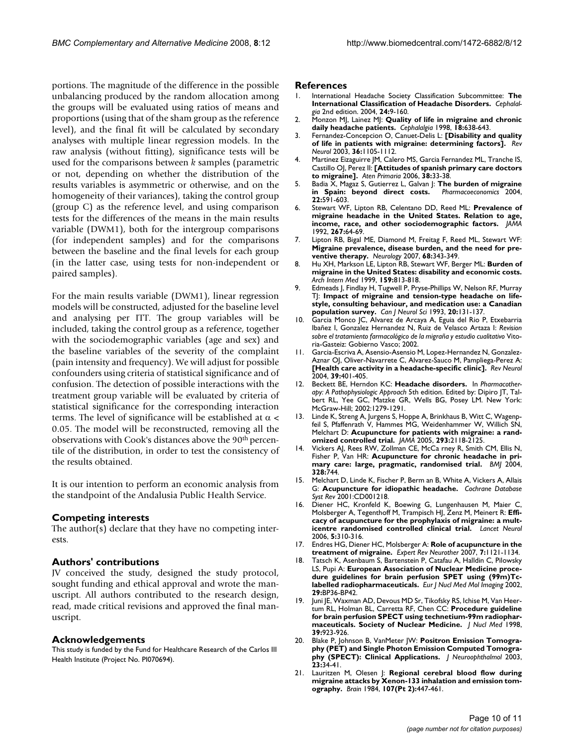portions. The magnitude of the difference in the possible unbalancing produced by the random allocation among the groups will be evaluated using ratios of means and proportions (using that of the sham group as the reference level), and the final fit will be calculated by secondary analyses with multiple linear regression models. In the raw analysis (without fitting), significance tests will be used for the comparisons between $k$ samples (parametric or not, depending on whether the distribution of the results variables is asymmetric or otherwise, and on the homogeneity of their variances), taking the control group (group C) as the reference level, and using comparison tests for the differences of the means in the main results variable (DWM1), both for the intergroup comparisons (for independent samples) and for the comparisons between the baseline and the final levels for each group (in the latter case, using tests for non-independent or paired samples).

For the main results variable (DWM1), linear regression models will be constructed, adjusted for the baseline level and analysing per ITT. The group variables will be included, taking the control group as a reference, together with the sociodemographic variables (age and sex) and the baseline variables of the severity of the complaint (pain intensity and frequency). We will adjust for possible confounders using criteria of statistical significance and of confusion. The detection of possible interactions with the treatment group variable will be evaluated by criteria of statistical significance for the corresponding interaction terms. The level of significance will be established at $\alpha < 0.05$. The model will be reconstructed, removing all the observations with Cook's distances above the 90th percentile of the distribution, in order to test the consistency of the results obtained.

It is our intention to perform an economic analysis from the standpoint of the Andalusia Public Health Service.

## Competing interests

The author(s) declare that they have no competing interests.

## Authors' contributions

JV conceived the study, designed the study protocol, sought funding and ethical approval and wrote the manuscript. All authors contributed to the research design, read, made critical revisions and approved the final manuscript.

## Acknowledgements

This study is funded by the Fund for Healthcare Research of the Carlos III Health Institute (Project No. PI070694).

## References

1. International Headache Society Classification Subcommittee: **The International Classification of Headache Disorders.** *Cephalalgia* 2nd edition. 2004, **24:**9-160.
2. Monzon MJ, Lainez MJ: **Quality of life in migraine and chronic daily headache patients.** *Cephalalgia* 1998, **18:**638-643.
3. Fernandez-Concepcion O, Canuet-Delis L: **[Disability and quality of life in patients with migraine: determining factors].** *Rev Neurol* 2003, **36:**1105-1112.
4. Martinez Eizaguirre JM, Calero MS, Garcia Fernandez ML, Tranche IS, Castillo OJ, Perez II: **[Attitudes of spanish primary care doctors to migraine].** *Aten Primaria* 2006, **38:**33-38.
5. Badia X, Magaz S, Gutierrez L, Galvan J: **The burden of migraine in Spain: beyond direct costs.** *Pharmacoeconomics* 2004, **22:**591-603.
6. Stewart WF, Lipton RB, Celentano DD, Reed ML: **Prevalence of migraine headache in the United States. Relation to age, income, race, and other sociodemographic factors.** *JAMA* 1992, **267:**64-69.
7. Lipton RB, Bigal ME, Diamond M, Freitag F, Reed ML, Stewart WF: **Migraine prevalence, disease burden, and the need for preventive therapy.** *Neurology* 2007, **68:**343-349.
8. Hu XH, Markson LE, Lipton RB, Stewart WF, Berger ML: **Burden of migraine in the United States: disability and economic costs.** *Arch Intern Med* 1999, **159:**813-818.
9. Edmeads J, Findlay H, Tugwell P, Pryse-Phillips W, Nelson RF, Murray TJ: **Impact of migraine and tension-type headache on lifestyle, consulting behaviour, and medication use: a Canadian population survey.** *Can J Neurol Sci* 1993, **20:**131-137.
10. Garcia Monco JC, Alvarez de Arcaya A, Eguia del Rio P, Etxebarria Ibañez I, Gonzalez Hernandez N, Ruiz de Velasco Artaza I: *Revision sobre el tratamiento farmacológico de la migraña y estudio cualitativo* Vitoria-Gasteiz: Gobierno Vasco; 2002.
11. Garcia-Escriva A, Asensio-Asensio M, Lopez-Hernandez N, Gonzalez-Aznar OJ, Oliver-Navarrete C, Alvarez-Sauco M, Pampliega-Perez A: **[Health care activity in a headache-specific clinic].** *Rev Neurol* 2004, **39:**401-405.
12. Beckett BE, Herndon KC: **Headache disorders.** In *Pharmacotherapy: A Pathophysiologic Approach* 5th edition. Edited by: Dipiro JT, Talbert RL, Yee GC, Matzke GR, Wells BG, Posey LM. New York: McGraw-Hill; 2002:1279-1291.
13. Linde K, Streng A, Jurgens S, Hoppe A, Brinkhaus B, Witt C, Wagenpfeil S, Pfaffenrath V, Hammes MG, Weidenhammer W, Willich SN, Melchart D: **Acupuncture for patients with migraine: a randomized controlled trial.** *JAMA* 2005, **293:**2118-2125.
14. Vickers AJ, Rees RW, Zollman CE, McCa rney R, Smith CM, Ellis N, Fisher P, Van HR: **Acupuncture for chronic headache in primary care: large, pragmatic, randomised trial.** *BMJ* 2004, **328:**744.
15. Melchart D, Linde K, Fischer P, Berm an B, White A, Vickers A, Allais G: **Acupuncture for idiopathic headache.** *Cochrane Database Syst Rev* 2001:CD001218.
16. Diener HC, Kronfeld K, Boewing G, Lungenhausen M, Maier C, Molsberger A, Tegenthoff M, Trampisch HJ, Zenz M, Meinert R: **Efficacy of acupuncture for the prophylaxis of migraine: a multicentre randomised controlled clinical trial.** *Lancet Neurol* 2006, **5:**310-316.
17. Endres HG, Diener HC, Molsberger A: **Role of acupuncture in the treatment of migraine.** *Expert Rev Neurother* 2007, **7:**1121-1134.
18. Tatsch K, Asenbaum S, Bartenstein P, Catafau A, Halldin C, Pilowsky LS, Pupi A: **European Association of Nuclear Medicine procedure guidelines for brain perfusion SPET using (99m)Tc-labelled radiopharmaceuticals.** *Eur J Nucl Med Mol Imaging* 2002, **29:**BP36-BP42.
19. Juni JE, Waxman AD, Devous MD Sr, Tikofsky RS, Ichise M, Van Heertum RL, Holman BL, Carretta RF, Chen CC: **Procedure guideline for brain perfusion SPECT using technetium-99m radiopharmaceuticals. Society of Nuclear Medicine.** *J Nucl Med* 1998, **39:**923-926.
20. Blake P, Johnson B, VanMeter JW: **Positron Emission Tomography (PET) and Single Photon Emission Computed Tomography (SPECT): Clinical Applications.** *J Neuroophthalmol* 2003, **23:**34-41.
21. Lauritzen M, Olesen J: **Regional cerebral blood flow during migraine attacks by Xenon-133 inhalation and emission tomography.** *Brain* 1984, **107(Pt 2):**447-461.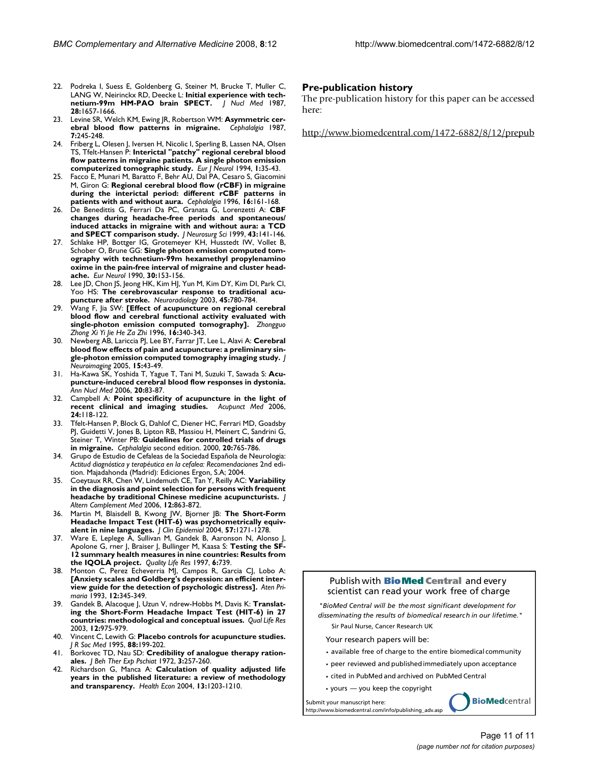22. Podreka I, Suess E, Goldenberg G, Steiner M, Brucke T, Muller C, LANG W, Neirinckx RD, Deecke L: **Initial experience with technetium-99m HM-PAO brain SPECT.** *J Nucl Med* 1987, **28:**1657-1666.
23. Levine SR, Welch KM, Ewing JR, Robertson WM: **Asymmetric cerebral blood flow patterns in migraine.** *Cephalalgia* 1987, **7:**245-248.
24. Friberg L, Olesen J, Iversen H, Nicolic I, Sperling B, Lassen NA, Olsen TS, Tfelt-Hansen P: **Interictal "patchy" regional cerebral blood flow patterns in migraine patients. A single photon emission computerized tomographic study.** *Eur J Neurol* 1994, **1:**35-43.
25. Facco E, Munari M, Baratto F, Behr AU, Dal PA, Cesaro S, Giacomini M, Giron G: **Regional cerebral blood flow (rCBF) in migraine during the interictal period: different rCBF patterns in patients with and without aura.** *Cephalalgia* 1996, **16:**161-168.
26. De Benedittis G, Ferrari Da PC, Granata G, Lorenzetti A: **CBF changes during headache-free periods and spontaneous/induced attacks in migraine with and without aura: a TCD and SPECT comparison study.** *J Neurosurg Sci* 1999, **43:**141-146.
27. Schlake HP, Bottger IG, Grotemeyer KH, Husstedt IW, Vollet B, Schober O, Brune GG: **Single photon emission computed tomography with technetium-99m hexamethyl propylenamino oxime in the pain-free interval of migraine and cluster headache.** *Eur Neurol* 1990, **30:**153-156.
28. Lee JD, Chon JS, Jeong HK, Kim HJ, Yun M, Kim DY, Kim DI, Park CI, Yoo HS: **The cerebrovascular response to traditional acupuncture after stroke.** *Neuroradiology* 2003, **45:**780-784.
29. Wang F, Jia SW: **[Effect of acupuncture on regional cerebral blood flow and cerebral functional activity evaluated with single-photon emission computed tomography].** *Zhongguo Zhong Xi Yi Jie He Za Zhi* 1996, **16:**340-343.
30. Newberg AB, Lariccia PJ, Lee BY, Farrar JT, Lee L, Alavi A: **Cerebral blood flow effects of pain and acupuncture: a preliminary single-photon emission computed tomography imaging study.** *J Neuroimaging* 2005, **15:**43-49.
31. Ha-Kawa SK, Yoshida T, Yague T, Tani M, Suzuki T, Sawada S: **Acupuncture-induced cerebral blood flow responses in dystonia.** *Ann Nucl Med* 2006, **20:**83-87.
32. Campbell A: **Point specificity of acupuncture in the light of recent clinical and imaging studies.** *Acupunct Med* 2006, **24:**118-122.
33. Tfelt-Hansen P, Block G, Dahlof C, Diener HC, Ferrari MD, Goadsby PJ, Guidetti V, Jones B, Lipton RB, Massiou H, Meinert C, Sandrini G, Steiner T, Winter PB: **Guidelines for controlled trials of drugs in migraine.** *Cephalalgia* second edition. 2000, **20:**765-786.
34. Grupo de Estudio de Cefaleas de la Sociedad Española de Neurologia: *Actitud diagnóstica y terapéutica en la cefalea: Recomendaciones* 2nd edition. Majadahonda (Madrid): Ediciones Ergon, S.A; 2004.
35. Coeytaux RR, Chen W, Lindemuth CE, Tan Y, Reilly AC: **Variability in the diagnosis and point selection for persons with frequent headache by traditional Chinese medicine acupuncturists.** *J Altern Complement Med* 2006, **12:**863-872.
36. Martin M, Blaisdell B, Kwong JW, Bjorner JB: **The Short-Form Headache Impact Test (HIT-6) was psychometrically equivalent in nine languages.** *J Clin Epidemiol* 2004, **57:**1271-1278.
37. Ware E, Leplege A, Sullivan M, Gandek B, Aaronson N, Alonso J, Apolone G, rner J, Braiser J, Bullinger M, Kaasa S: **Testing the SF-12 summary health measures in nine countries: Results from the IQOLA project.** *Quality Life Res* 1997, **6:**739.
38. Monton C, Perez Echeverria MJ, Campos R, Garcia CJ, Lobo A: **[Anxiety scales and Goldberg's depression: an efficient interview guide for the detection of psychologic distress].** *Aten Primaria* 1993, **12:**345-349.
39. Gandek B, Alacoque J, Uzun V, ndrew-Hobbs M, Davis K: **Translating the Short-Form Headache Impact Test (HIT-6) in 27 countries: methodological and conceptual issues.** *Qual Life Res* 2003, **12:**975-979.
40. Vincent C, Lewith G: **Placebo controls for acupuncture studies.** *J R Soc Med* 1995, **88:**199-202.
41. Borkovec TD, Nau SD: **Credibility of analogue therapy rationales.** *J Beh Ther Exp Pschiat* 1972, **3:**257-260.
42. Richardson G, Manca A: **Calculation of quality adjusted life years in the published literature: a review of methodology and transparency.** *Health Econ* 2004, **13:**1203-1210.

## Pre-publication history

The pre-publication history for this paper can be accessed here:

http://www.biomedcentral.com/1472-6882/8/12/prepub

Publish with **BioMed Central** and every scientist can read your work free of charge

*"BioMed Central will be the most significant development for disseminating the results of biomedical research in our lifetime."*

Sir Paul Nurse, Cancer Research UK

Your research papers will be:

- available free of charge to the entire biomedical community
- peer reviewed and published immediately upon acceptance
- cited in PubMed and archived on PubMed Central
- yours — you keep the copyright

Submit your manuscript here:
http://www.biomedcentral.com/info/publishing_adv.asp

**BioMed**central